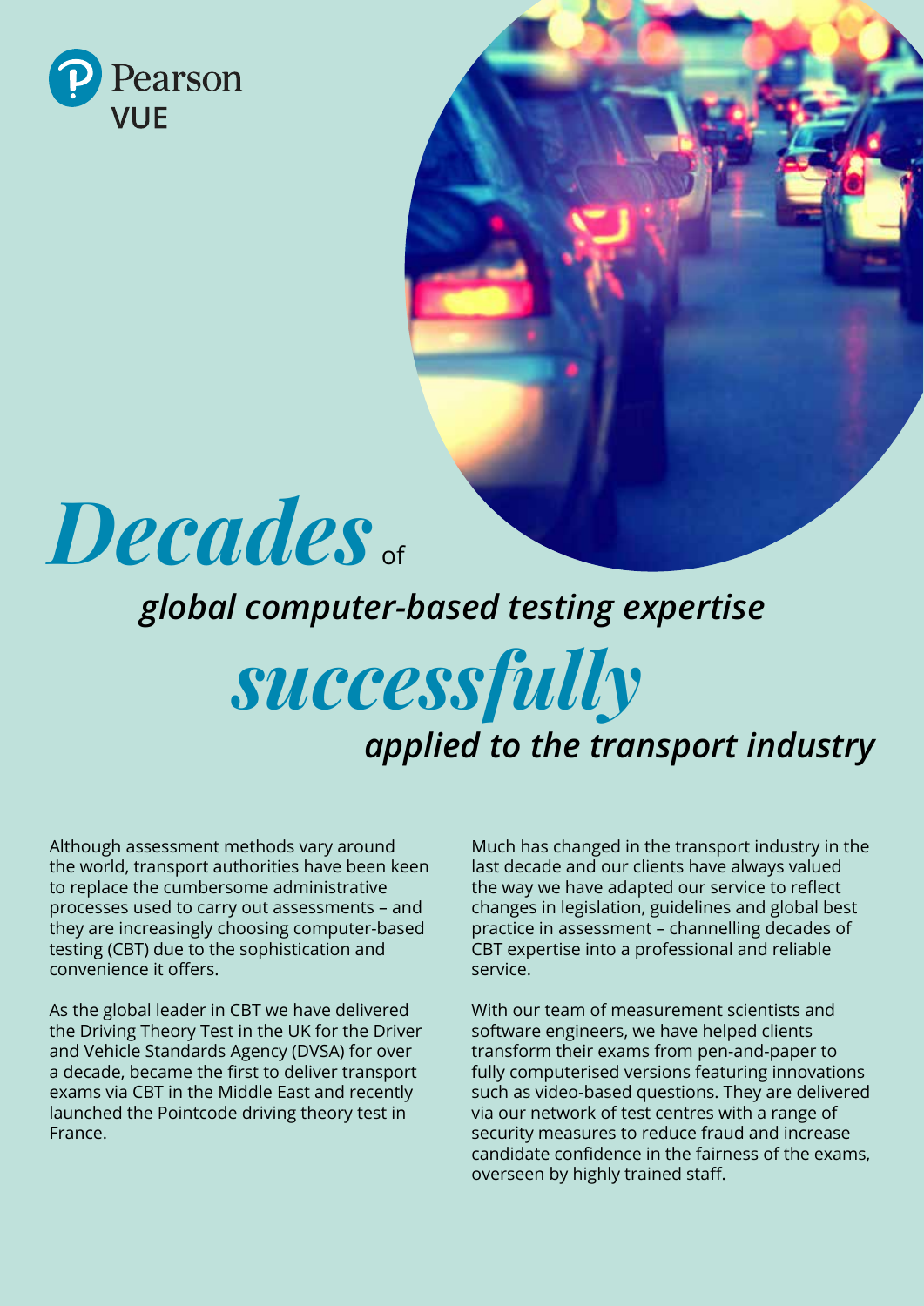Pearson VUE

# *Decades* of *global computer-based testing expertise* *successfully* *applied to the transport industry*

Although assessment methods vary around the world, transport authorities have been keen to replace the cumbersome administrative processes used to carry out assessments – and they are increasingly choosing computer-based testing (CBT) due to the sophistication and convenience it offers.

As the global leader in CBT we have delivered the Driving Theory Test in the UK for the Driver and Vehicle Standards Agency (DVSA) for over a decade, became the first to deliver transport exams via CBT in the Middle East and recently launched the Pointcode driving theory test in France.

Much has changed in the transport industry in the last decade and our clients have always valued the way we have adapted our service to reflect changes in legislation, guidelines and global best practice in assessment – channelling decades of CBT expertise into a professional and reliable service.

With our team of measurement scientists and software engineers, we have helped clients transform their exams from pen-and-paper to fully computerised versions featuring innovations such as video-based questions. They are delivered via our network of test centres with a range of security measures to reduce fraud and increase candidate confidence in the fairness of the exams, overseen by highly trained staff.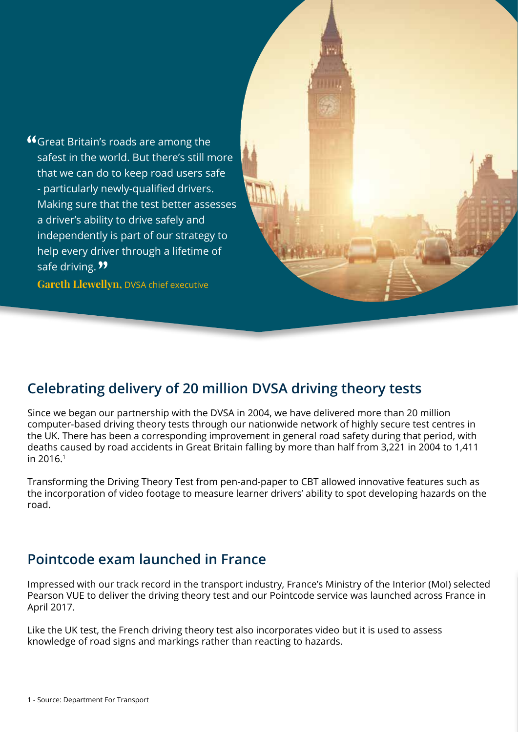> "Great Britain's roads are among the safest in the world. But there's still more that we can do to keep road users safe - particularly newly-qualified drivers. Making sure that the test better assesses a driver's ability to drive safely and independently is part of our strategy to help every driver through a lifetime of safe driving."
>
> **Gareth Llewellyn,** DVSA chief executive

## Celebrating delivery of 20 million DVSA driving theory tests

Since we began our partnership with the DVSA in 2004, we have delivered more than 20 million computer-based driving theory tests through our nationwide network of highly secure test centres in the UK. There has been a corresponding improvement in general road safety during that period, with deaths caused by road accidents in Great Britain falling by more than half from 3,221 in 2004 to 1,411 in 2016.[1]

Transforming the Driving Theory Test from pen-and-paper to CBT allowed innovative features such as the incorporation of video footage to measure learner drivers' ability to spot developing hazards on the road.

## Pointcode exam launched in France

Impressed with our track record in the transport industry, France's Ministry of the Interior (MoI) selected Pearson VUE to deliver the driving theory test and our Pointcode service was launched across France in April 2017.

Like the UK test, the French driving theory test also incorporates video but it is used to assess knowledge of road signs and markings rather than reacting to hazards.

1 - Source: Department For Transport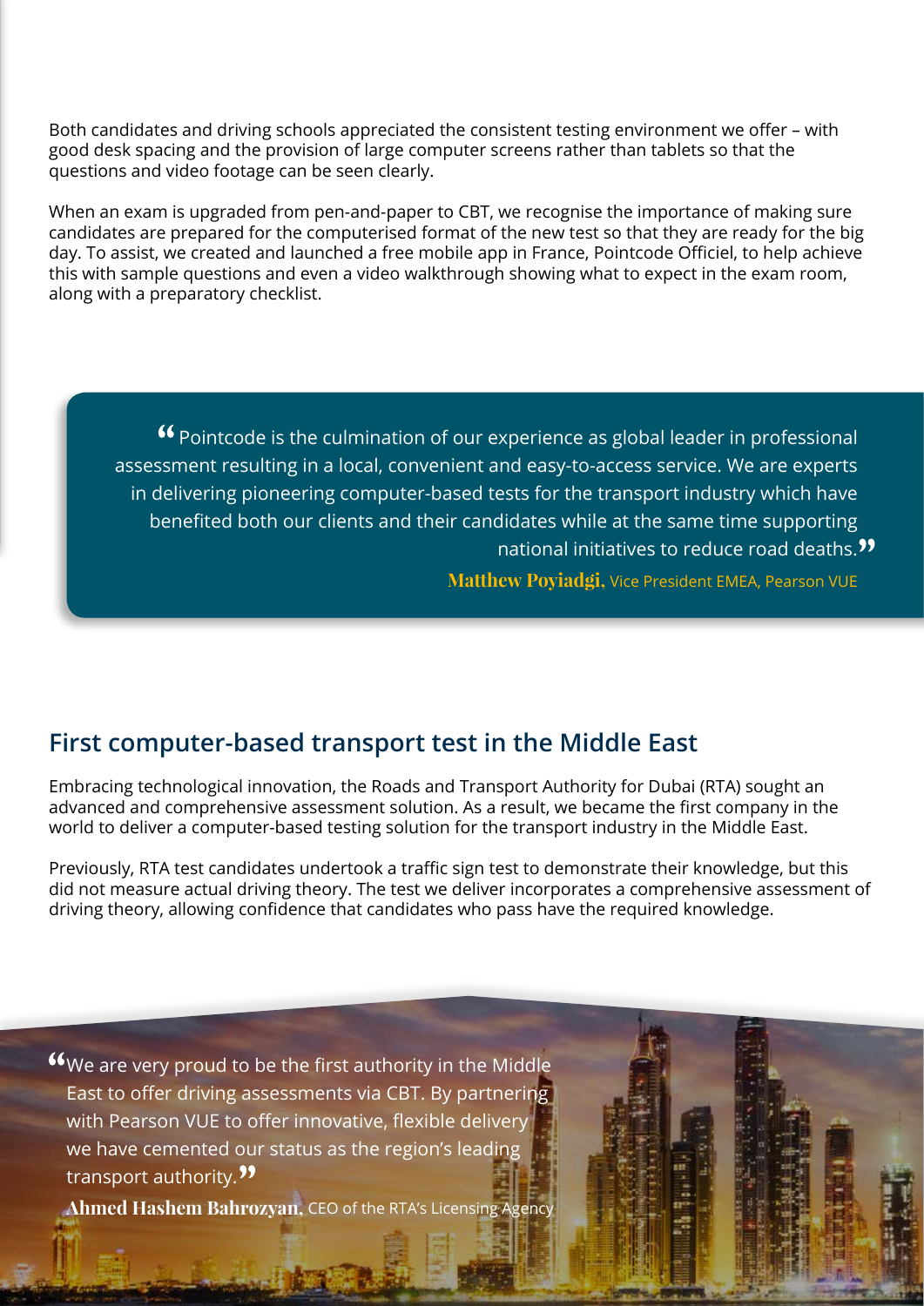Both candidates and driving schools appreciated the consistent testing environment we offer – with good desk spacing and the provision of large computer screens rather than tablets so that the questions and video footage can be seen clearly.

When an exam is upgraded from pen-and-paper to CBT, we recognise the importance of making sure candidates are prepared for the computerised format of the new test so that they are ready for the big day. To assist, we created and launched a free mobile app in France, Pointcode Officiel, to help achieve this with sample questions and even a video walkthrough showing what to expect in the exam room, along with a preparatory checklist.

> “Pointcode is the culmination of our experience as global leader in professional assessment resulting in a local, convenient and easy-to-access service. We are experts in delivering pioneering computer-based tests for the transport industry which have benefited both our clients and their candidates while at the same time supporting national initiatives to reduce road deaths.”
>
> **Matthew Poyiadgi,** Vice President EMEA, Pearson VUE

## First computer-based transport test in the Middle East

Embracing technological innovation, the Roads and Transport Authority for Dubai (RTA) sought an advanced and comprehensive assessment solution. As a result, we became the first company in the world to deliver a computer-based testing solution for the transport industry in the Middle East.

Previously, RTA test candidates undertook a traffic sign test to demonstrate their knowledge, but this did not measure actual driving theory. The test we deliver incorporates a comprehensive assessment of driving theory, allowing confidence that candidates who pass have the required knowledge.

> “We are very proud to be the first authority in the Middle East to offer driving assessments via CBT. By partnering with Pearson VUE to offer innovative, flexible delivery we have cemented our status as the region’s leading transport authority.”
>
> **Ahmed Hashem Bahrozyan,** CEO of the RTA’s Licensing Agency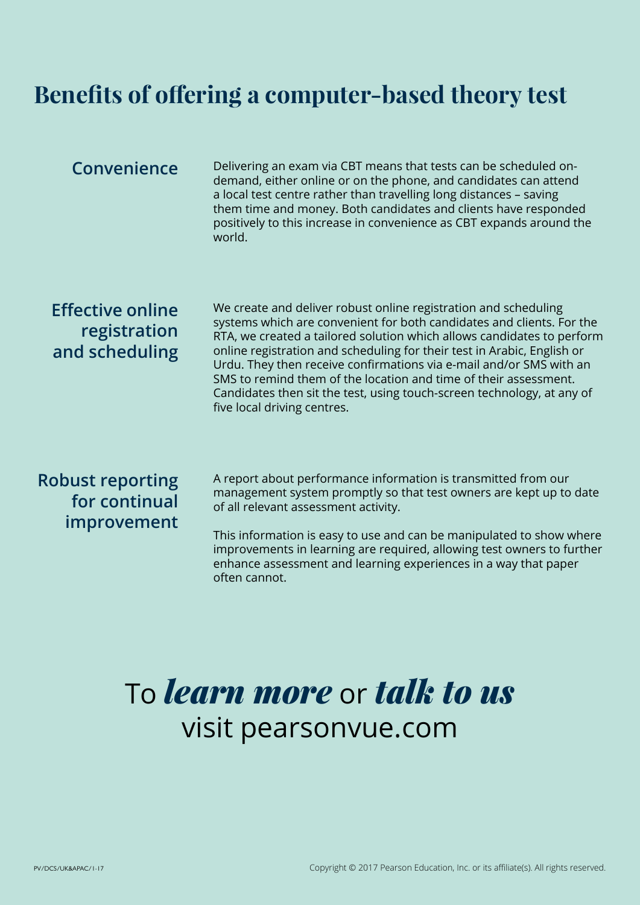# Benefits of offering a computer-based theory test

### Convenience

Delivering an exam via CBT means that tests can be scheduled on-demand, either online or on the phone, and candidates can attend a local test centre rather than travelling long distances – saving them time and money. Both candidates and clients have responded positively to this increase in convenience as CBT expands around the world.

### Effective online registration and scheduling

We create and deliver robust online registration and scheduling systems which are convenient for both candidates and clients. For the RTA, we created a tailored solution which allows candidates to perform online registration and scheduling for their test in Arabic, English or Urdu. They then receive confirmations via e-mail and/or SMS with an SMS to remind them of the location and time of their assessment. Candidates then sit the test, using touch-screen technology, at any of five local driving centres.

### Robust reporting for continual improvement

A report about performance information is transmitted from our management system promptly so that test owners are kept up to date of all relevant assessment activity.

This information is easy to use and can be manipulated to show where improvements in learning are required, allowing test owners to further enhance assessment and learning experiences in a way that paper often cannot.

To ***learn more*** or ***talk to us***
visit pearsonvue.com

PV/DCS/UK&APAC/1-17

Copyright © 2017 Pearson Education, Inc. or its affiliate(s). All rights reserved.